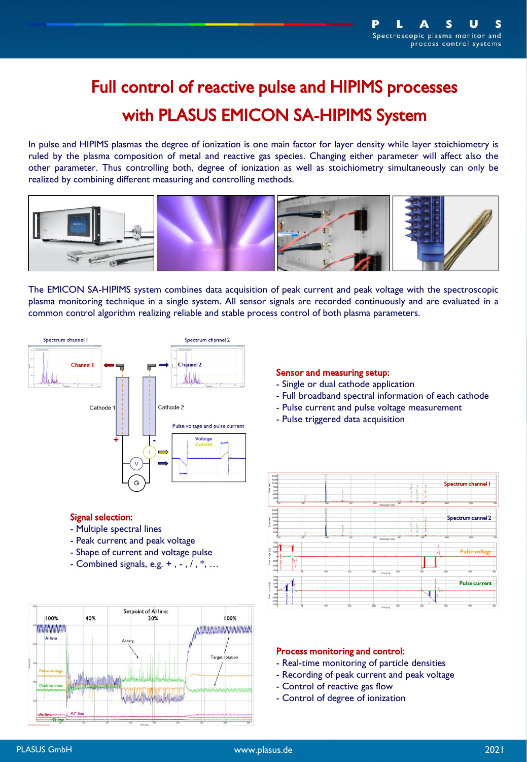# Full control of reactive pulse and HIPIMS processes with PLASUS EMICON SA-HIPIMS System

In pulse and HIPIMS plasmas the degree of ionization is one main factor for layer density while layer stoichiometry is ruled by the plasma composition of metal and reactive gas species. Changing either parameter will affect also the other parameter. Thus controlling both, degree of ionization as well as stoichiometry simultaneously can only be realized by combining different measuring and controlling methods.

The EMICON SA-HIPIMS system combines data acquisition of peak current and peak voltage with the spectroscopic plasma monitoring technique in a single system. All sensor signals are recorded continuously and are evaluated in a common control algorithm realizing reliable and stable process control of both plasma parameters.

### Sensor and measuring setup:

- Single or dual cathode application
- Full broadband spectral information of each cathode
- Pulse current and pulse voltage measurement
- Pulse triggered data acquisition

### Signal selection:

- Multiple spectral lines
- Peak current and peak voltage
- Shape of current and voltage pulse
- Combined signals, e.g. + , - , / , *, …

### Process monitoring and control:

- Real-time monitoring of particle densities
- Recording of peak current and peak voltage
- Control of reactive gas flow
- Control of degree of ionization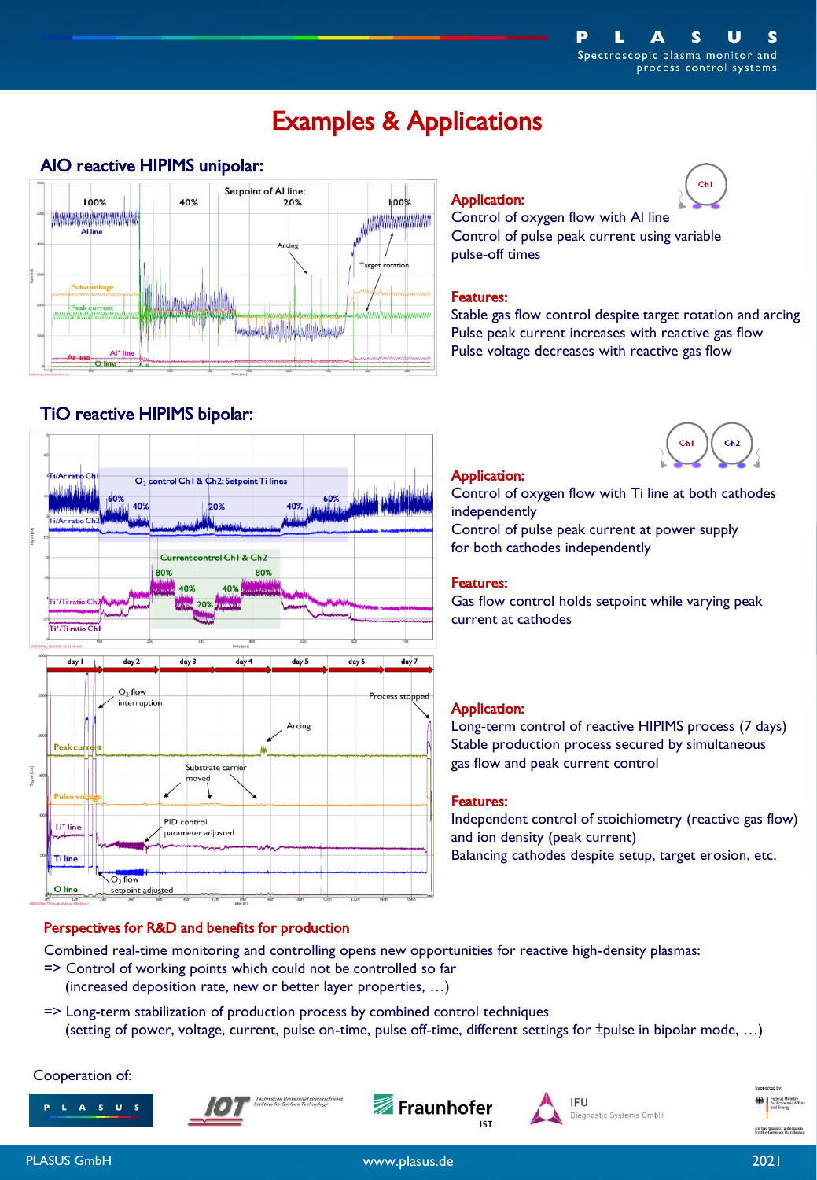# Examples & Applications

## AlO reactive HIPIMS unipolar:

Setpoint of Al line:
100%
40%
20%
100%
Al line
Arcing
Target rotation
Pulse voltage
Peak current
Al* line
Ar line
O line

**Application:**

Control of oxygen flow with Al line
Control of pulse peak current using variable pulse-off times

Ch1

**Features:**

Stable gas flow control despite target rotation and arcing
Pulse peak current increases with reactive gas flow
Pulse voltage decreases with reactive gas flow

## TiO reactive HIPIMS bipolar:

Ti/Ar ratio Ch1
$O_2$ control Ch1 & Ch2: Setpoint Ti lines
60%
40%
20%
40%
60%
Ti/Ar ratio Ch2
Current control Ch1 & Ch2
80%
40%
20%
40%
80%
Ti⁺/Ti ratio Ch2
Ti⁺/Ti ratio Ch1

Ch1 Ch2

**Application:**

Control of oxygen flow with Ti line at both cathodes independently
Control of pulse peak current at power supply for both cathodes independently

**Features:**

Gas flow control holds setpoint while varying peak current at cathodes

day 1
day 2
day 3
day 4
day 5
day 6
day 7
$O_2$ flow interruption
Process stopped
Arcing
Peak current
Substrate carrier moved
Pulse voltage
Ti⁺ line
PID control parameter adjusted
Ti line
$O_2$ flow setpoint adjusted
O line

**Application:**

Long-term control of reactive HIPIMS process (7 days)
Stable production process secured by simultaneous gas flow and peak current control

**Features:**

Independent control of stoichiometry (reactive gas flow) and ion density (peak current)
Balancing cathodes despite setup, target erosion, etc.

### Perspectives for R&D and benefits for production

Combined real-time monitoring and controlling opens new opportunities for reactive high-density plasmas:

=> Control of working points which could not be controlled so far
(increased deposition rate, new or better layer properties, …)

=> Long-term stabilization of production process by combined control techniques
(setting of power, voltage, current, pulse on-time, pulse off-time, different settings for ±pulse in bipolar mode, …)

Cooperation of:

PLASUS · IOT Technische Universität Braunschweig Institute for Surface Technology · Fraunhofer IST · IFU Diagnostic Systems GmbH · Supported by: Federal Ministry for Economic Affairs and Energy on the basis of a decision by the German Bundestag

PLASUS GmbH · www.plasus.de · 2021